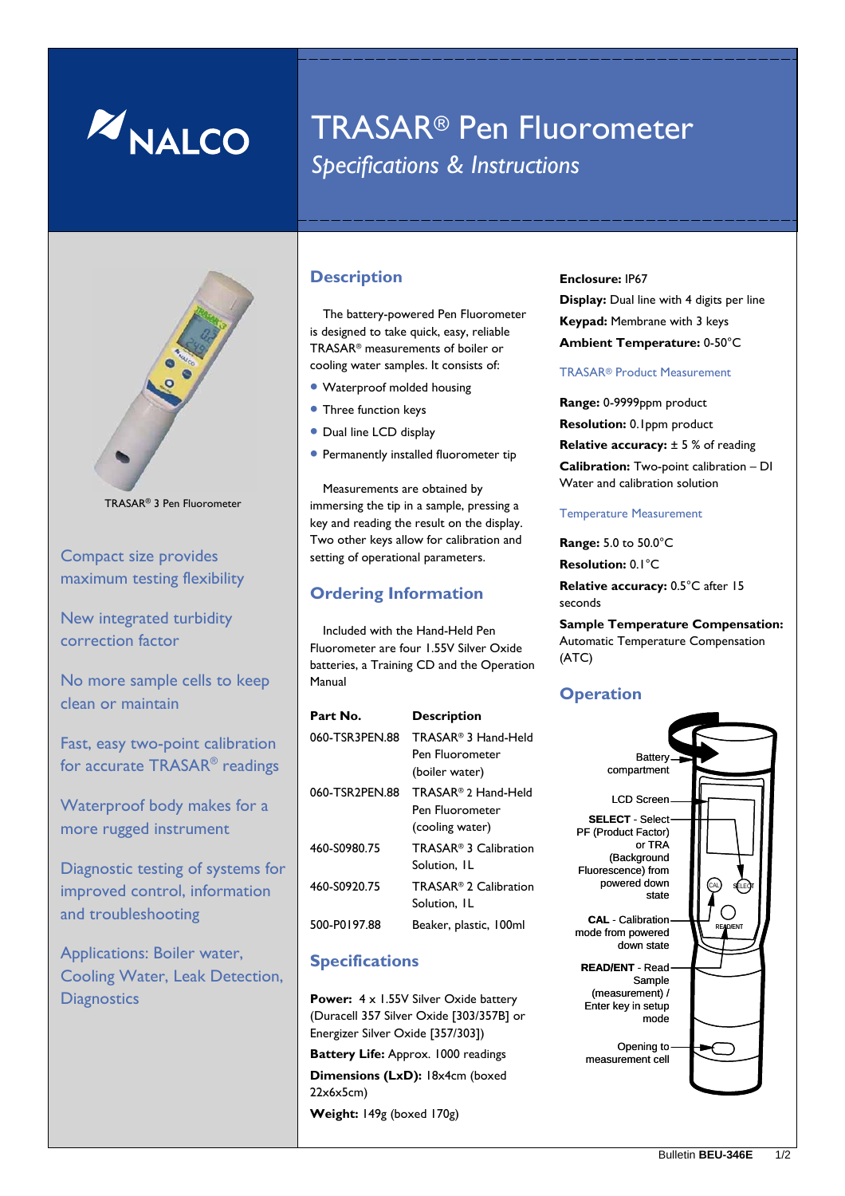# NALCO

# TRASAR® Pen Fluorometer

*Specifications & Instructions*

TRASAR® 3 Pen Fluorometer

Compact size provides maximum testing flexibility

New integrated turbidity correction factor

No more sample cells to keep clean or maintain

Fast, easy two-point calibration for accurate TRASAR® readings

Waterproof body makes for a more rugged instrument

Diagnostic testing of systems for improved control, information and troubleshooting

Applications: Boiler water, Cooling Water, Leak Detection, Diagnostics

## Description

The battery-powered Pen Fluorometer is designed to take quick, easy, reliable TRASAR® measurements of boiler or cooling water samples. It consists of:

- Waterproof molded housing
- Three function keys
- Dual line LCD display
- Permanently installed fluorometer tip

Measurements are obtained by immersing the tip in a sample, pressing a key and reading the result on the display. Two other keys allow for calibration and setting of operational parameters.

## Ordering Information

Included with the Hand-Held Pen Fluorometer are four 1.55V Silver Oxide batteries, a Training CD and the Operation Manual

| Part No. | Description |
|---|---|
| 060-TSR3PEN.88 | TRASAR® 3 Hand-Held Pen Fluorometer (boiler water) |
| 060-TSR2PEN.88 | TRASAR® 2 Hand-Held Pen Fluorometer (cooling water) |
| 460-S0980.75 | TRASAR® 3 Calibration Solution, 1L |
| 460-S0920.75 | TRASAR® 2 Calibration Solution, 1L |
| 500-P0197.88 | Beaker, plastic, 100ml |

## Specifications

**Power:** 4 x 1.55V Silver Oxide battery (Duracell 357 Silver Oxide [303/357B] or Energizer Silver Oxide [357/303])

**Battery Life:** Approx. 1000 readings

**Dimensions (LxD):** 18x4cm (boxed 22x6x5cm)

**Weight:** 149g (boxed 170g)

**Enclosure:** IP67

**Display:** Dual line with 4 digits per line

**Keypad:** Membrane with 3 keys

**Ambient Temperature:** 0-50°C

### TRASAR® Product Measurement

**Range:** 0-9999ppm product

**Resolution:** 0.1ppm product

**Relative accuracy:** ± 5 % of reading

**Calibration:** Two-point calibration – DI Water and calibration solution

### Temperature Measurement

**Range:** 5.0 to 50.0°C

**Resolution:** 0.1°C

**Relative accuracy:** 0.5°C after 15 seconds

**Sample Temperature Compensation:** Automatic Temperature Compensation (ATC)

## Operation

- Battery compartment
- LCD Screen
- **SELECT** - Select PF (Product Factor) or TRA (Background Fluorescence) from powered down state
- **CAL** - Calibration mode from powered down state
- **READ/ENT** - Read Sample (measurement) / Enter key in setup mode
- Opening to measurement cell

Bulletin **BEU-346E**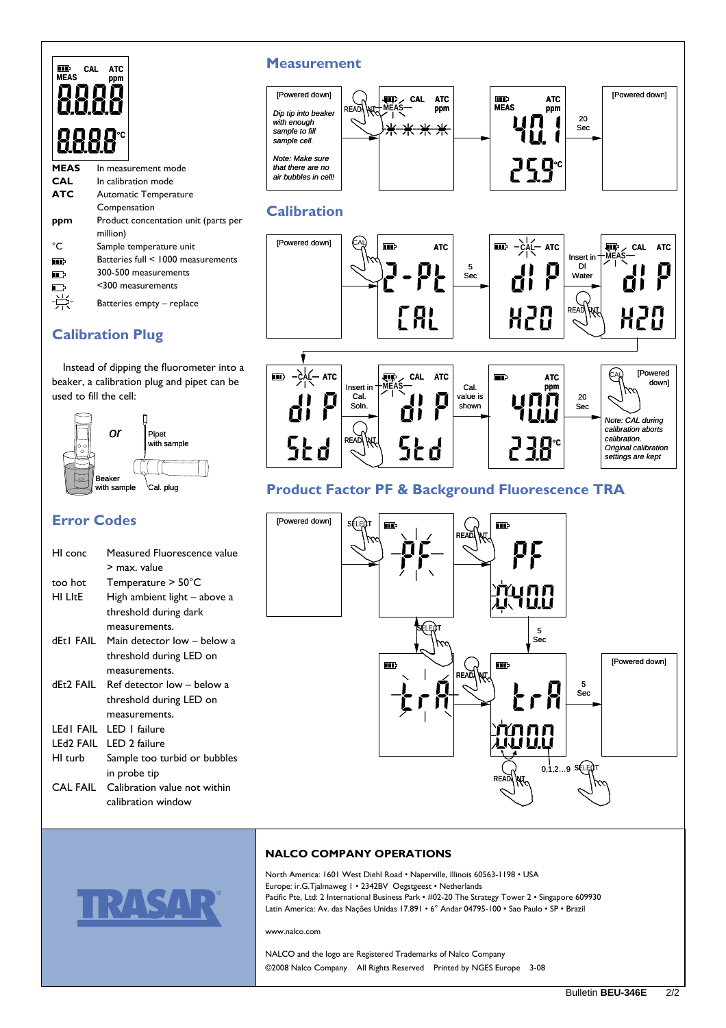| | |
|---|---|
| **MEAS** | In measurement mode |
| **CAL** | In calibration mode |
| **ATC** | Automatic Temperature Compensation |
| **ppm** | Product concentation unit (parts per million) |
| °C | Sample temperature unit |
| | Batteries full < 1000 measurements |
| | 300-500 measurements |
| | <300 measurements |
| | Batteries empty – replace |

## Calibration Plug

Instead of dipping the fluorometer into a beaker, a calibration plug and pipet can be used to fill the cell:

Beaker with sample

or

Pipet with sample

Cal. plug

## Error Codes

| | |
|---|---|
| HI conc | Measured Fluorescence value > max. value |
| too hot | Temperature > 50°C |
| HI LItE | High ambient light – above a threshold during dark measurements. |
| dEt1 FAIL | Main detector low – below a threshold during LED on measurements. |
| dEt2 FAIL | Ref detector low – below a threshold during LED on measurements. |
| LEd1 FAIL | LED 1 failure |
| LEd2 FAIL | LED 2 failure |
| HI turb | Sample too turbid or bubbles in probe tip |
| CAL FAIL | Calibration value not within calibration window |

## Measurement

[Powered down]

*Dip tip into beaker with enough sample to fill sample cell.*

*Note: Make sure that there are no air bubbles in cell!*

READ/INT

MEAS

40.1 ppm

25.9 °C

20 Sec

[Powered down]

## Calibration

[Powered down]

CAL

2-PL CAL

5 Sec

dI P H2O

Insert in DI Water

READ/INT

dI P H2O

dI P Std

Insert in Cal. Soln.

READ/INT

dI P Std

Cal. value is shown

40.0 ppm

23.8 °C

20 Sec

CAL

[Powered down]

*Note: CAL during calibration aborts calibration. Original calibration settings are kept*

## Product Factor PF & Background Fluorescence TRA

[Powered down]

SELECT

PF

READ/INT

PF 0400

SELECT

5 Sec

trA

READ/INT

trA 0000

5 Sec

[Powered down]

READ/INT

0,1,2...9 SELECT

TRASAR®

### NALCO COMPANY OPERATIONS

North America: 1601 West Diehl Road • Naperville, Illinois 60563-1198 • USA
Europe: ir.G.Tjalmaweg 1 • 2342BV Oegstgeest • Netherlands
Pacific Pte, Ltd: 2 International Business Park • #02-20 The Strategy Tower 2 • Singapore 609930
Latin America: Av. das Nações Unidas 17.891 • 6° Andar 04795-100 • Sao Paulo • SP • Brazil

www.nalco.com

NALCO and the logo are Registered Trademarks of Nalco Company
©2008 Nalco Company All Rights Reserved Printed by NGES Europe 3-08

Bulletin **BEU-346E**